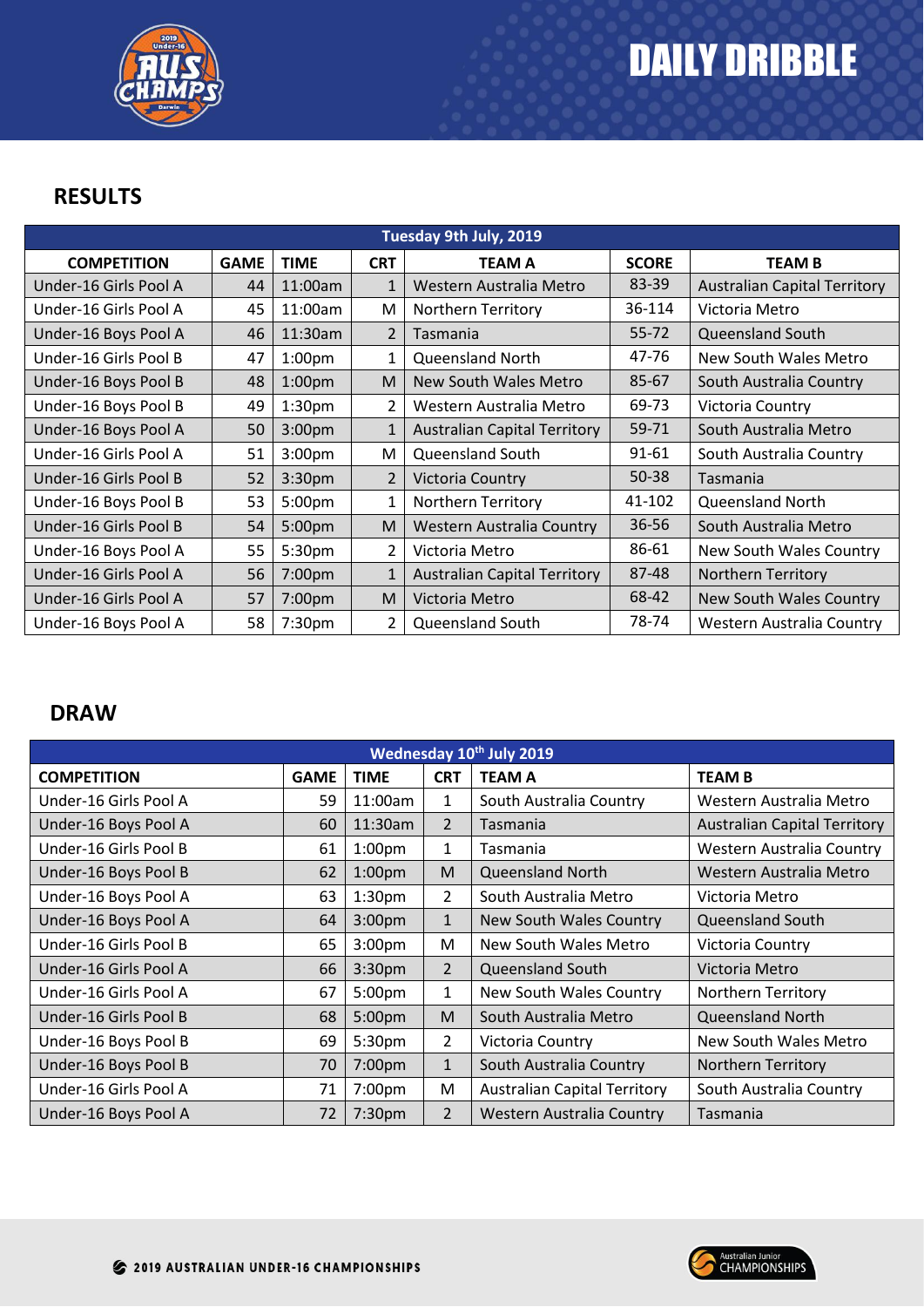# DAILY DRIBBLE

## RESULTS

| Tuesday 9th July, 2019 | | | | | | |
|---|---|---|---|---|---|---|
| COMPETITION | GAME | TIME | CRT | TEAM A | SCORE | TEAM B |
| Under-16 Girls Pool A | 44 | 11:00am | 1 | Western Australia Metro | 83-39 | Australian Capital Territory |
| Under-16 Girls Pool A | 45 | 11:00am | M | Northern Territory | 36-114 | Victoria Metro |
| Under-16 Boys Pool A | 46 | 11:30am | 2 | Tasmania | 55-72 | Queensland South |
| Under-16 Girls Pool B | 47 | 1:00pm | 1 | Queensland North | 47-76 | New South Wales Metro |
| Under-16 Boys Pool B | 48 | 1:00pm | M | New South Wales Metro | 85-67 | South Australia Country |
| Under-16 Boys Pool B | 49 | 1:30pm | 2 | Western Australia Metro | 69-73 | Victoria Country |
| Under-16 Boys Pool A | 50 | 3:00pm | 1 | Australian Capital Territory | 59-71 | South Australia Metro |
| Under-16 Girls Pool A | 51 | 3:00pm | M | Queensland South | 91-61 | South Australia Country |
| Under-16 Girls Pool B | 52 | 3:30pm | 2 | Victoria Country | 50-38 | Tasmania |
| Under-16 Boys Pool B | 53 | 5:00pm | 1 | Northern Territory | 41-102 | Queensland North |
| Under-16 Girls Pool B | 54 | 5:00pm | M | Western Australia Country | 36-56 | South Australia Metro |
| Under-16 Boys Pool A | 55 | 5:30pm | 2 | Victoria Metro | 86-61 | New South Wales Country |
| Under-16 Girls Pool A | 56 | 7:00pm | 1 | Australian Capital Territory | 87-48 | Northern Territory |
| Under-16 Girls Pool A | 57 | 7:00pm | M | Victoria Metro | 68-42 | New South Wales Country |
| Under-16 Boys Pool A | 58 | 7:30pm | 2 | Queensland South | 78-74 | Western Australia Country |

## DRAW

| Wednesday 10th July 2019 | | | | | |
|---|---|---|---|---|---|
| COMPETITION | GAME | TIME | CRT | TEAM A | TEAM B |
| Under-16 Girls Pool A | 59 | 11:00am | 1 | South Australia Country | Western Australia Metro |
| Under-16 Boys Pool A | 60 | 11:30am | 2 | Tasmania | Australian Capital Territory |
| Under-16 Girls Pool B | 61 | 1:00pm | 1 | Tasmania | Western Australia Country |
| Under-16 Boys Pool B | 62 | 1:00pm | M | Queensland North | Western Australia Metro |
| Under-16 Boys Pool A | 63 | 1:30pm | 2 | South Australia Metro | Victoria Metro |
| Under-16 Boys Pool A | 64 | 3:00pm | 1 | New South Wales Country | Queensland South |
| Under-16 Girls Pool B | 65 | 3:00pm | M | New South Wales Metro | Victoria Country |
| Under-16 Girls Pool A | 66 | 3:30pm | 2 | Queensland South | Victoria Metro |
| Under-16 Girls Pool A | 67 | 5:00pm | 1 | New South Wales Country | Northern Territory |
| Under-16 Girls Pool B | 68 | 5:00pm | M | South Australia Metro | Queensland North |
| Under-16 Boys Pool B | 69 | 5:30pm | 2 | Victoria Country | New South Wales Metro |
| Under-16 Boys Pool B | 70 | 7:00pm | 1 | South Australia Country | Northern Territory |
| Under-16 Girls Pool A | 71 | 7:00pm | M | Australian Capital Territory | South Australia Country |
| Under-16 Boys Pool A | 72 | 7:30pm | 2 | Western Australia Country | Tasmania |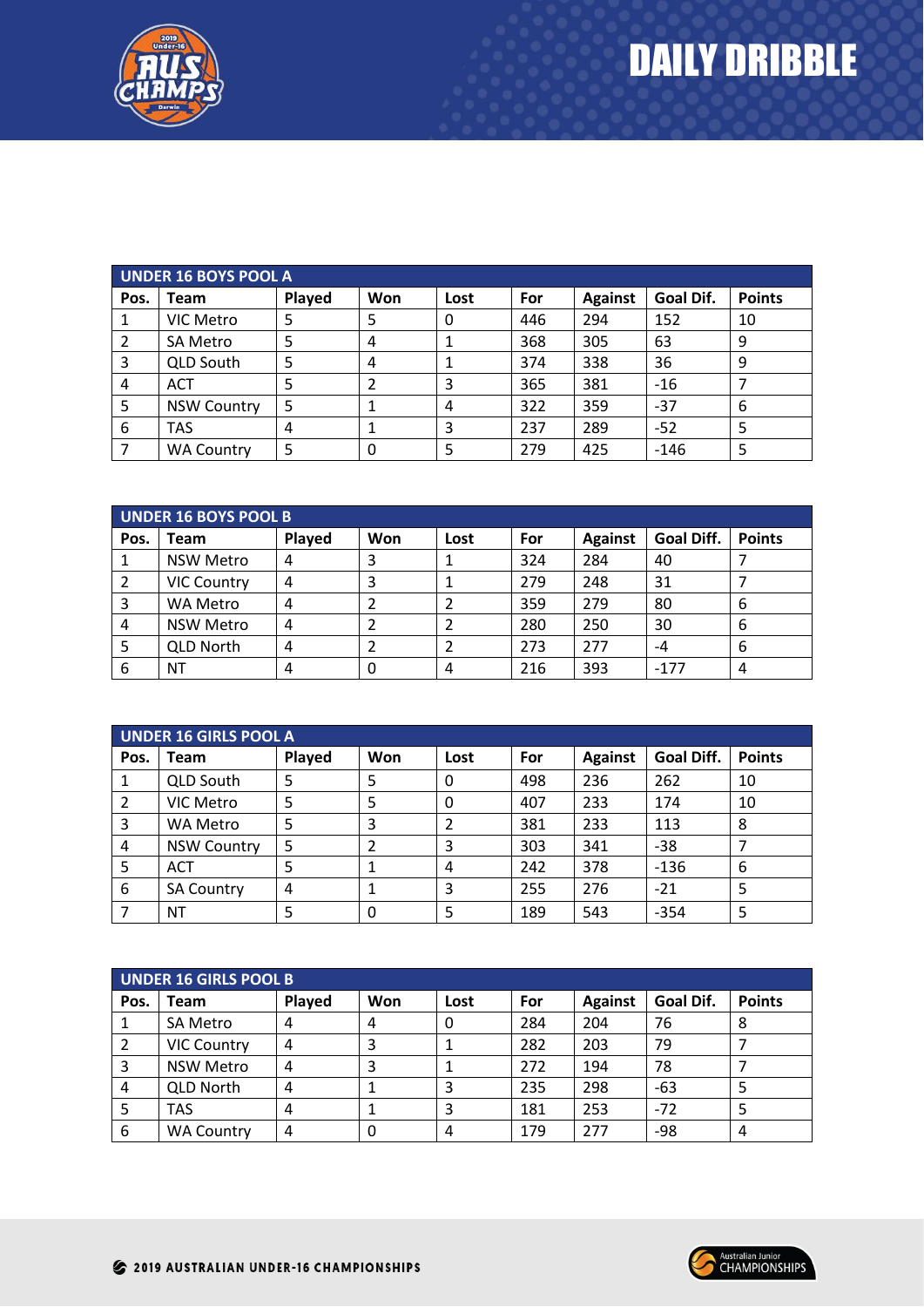# DAILY DRIBBLE

| UNDER 16 BOYS POOL A | | | | | | | | |
|---|---|---|---|---|---|---|---|---|
| Pos. | Team | Played | Won | Lost | For | Against | Goal Dif. | Points |
| 1 | VIC Metro | 5 | 5 | 0 | 446 | 294 | 152 | 10 |
| 2 | SA Metro | 5 | 4 | 1 | 368 | 305 | 63 | 9 |
| 3 | QLD South | 5 | 4 | 1 | 374 | 338 | 36 | 9 |
| 4 | ACT | 5 | 2 | 3 | 365 | 381 | -16 | 7 |
| 5 | NSW Country | 5 | 1 | 4 | 322 | 359 | -37 | 6 |
| 6 | TAS | 4 | 1 | 3 | 237 | 289 | -52 | 5 |
| 7 | WA Country | 5 | 0 | 5 | 279 | 425 | -146 | 5 |

| UNDER 16 BOYS POOL B | | | | | | | | |
|---|---|---|---|---|---|---|---|---|
| Pos. | Team | Played | Won | Lost | For | Against | Goal Diff. | Points |
| 1 | NSW Metro | 4 | 3 | 1 | 324 | 284 | 40 | 7 |
| 2 | VIC Country | 4 | 3 | 1 | 279 | 248 | 31 | 7 |
| 3 | WA Metro | 4 | 2 | 2 | 359 | 279 | 80 | 6 |
| 4 | NSW Metro | 4 | 2 | 2 | 280 | 250 | 30 | 6 |
| 5 | QLD North | 4 | 2 | 2 | 273 | 277 | -4 | 6 |
| 6 | NT | 4 | 0 | 4 | 216 | 393 | -177 | 4 |

| UNDER 16 GIRLS POOL A | | | | | | | | |
|---|---|---|---|---|---|---|---|---|
| Pos. | Team | Played | Won | Lost | For | Against | Goal Diff. | Points |
| 1 | QLD South | 5 | 5 | 0 | 498 | 236 | 262 | 10 |
| 2 | VIC Metro | 5 | 5 | 0 | 407 | 233 | 174 | 10 |
| 3 | WA Metro | 5 | 3 | 2 | 381 | 233 | 113 | 8 |
| 4 | NSW Country | 5 | 2 | 3 | 303 | 341 | -38 | 7 |
| 5 | ACT | 5 | 1 | 4 | 242 | 378 | -136 | 6 |
| 6 | SA Country | 4 | 1 | 3 | 255 | 276 | -21 | 5 |
| 7 | NT | 5 | 0 | 5 | 189 | 543 | -354 | 5 |

| UNDER 16 GIRLS POOL B | | | | | | | | |
|---|---|---|---|---|---|---|---|---|
| Pos. | Team | Played | Won | Lost | For | Against | Goal Dif. | Points |
| 1 | SA Metro | 4 | 4 | 0 | 284 | 204 | 76 | 8 |
| 2 | VIC Country | 4 | 3 | 1 | 282 | 203 | 79 | 7 |
| 3 | NSW Metro | 4 | 3 | 1 | 272 | 194 | 78 | 7 |
| 4 | QLD North | 4 | 1 | 3 | 235 | 298 | -63 | 5 |
| 5 | TAS | 4 | 1 | 3 | 181 | 253 | -72 | 5 |
| 6 | WA Country | 4 | 0 | 4 | 179 | 277 | -98 | 4 |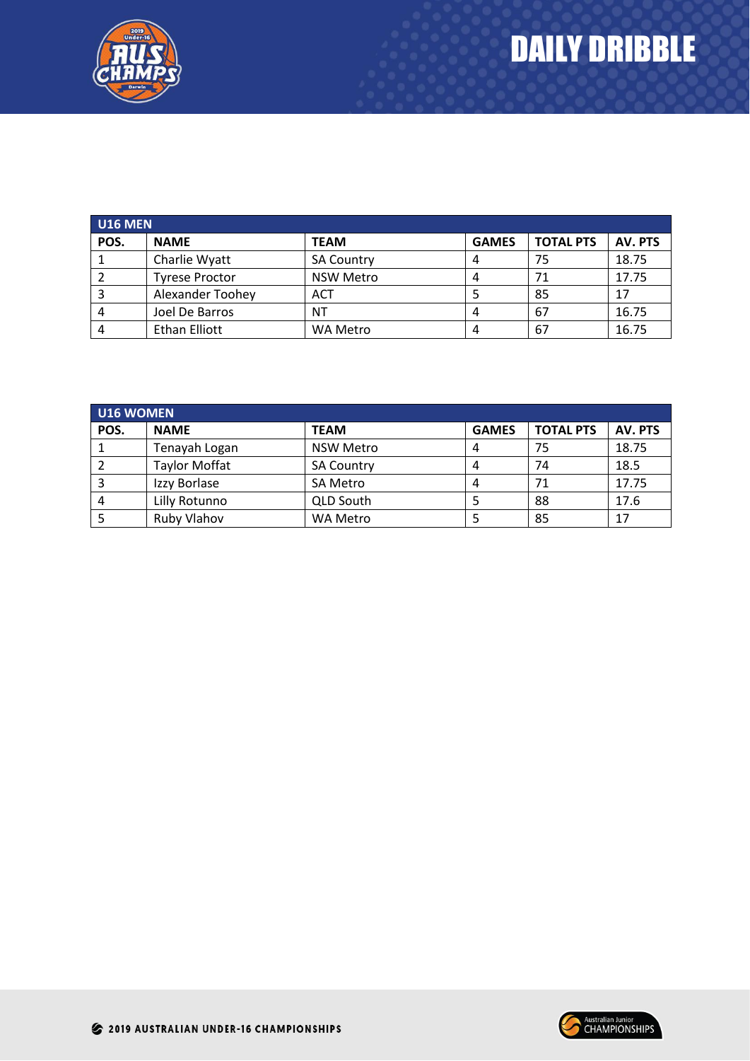# DAILY DRIBBLE

| U16 MEN | | | | | |
|---|---|---|---|---|---|
| POS. | NAME | TEAM | GAMES | TOTAL PTS | AV. PTS |
| 1 | Charlie Wyatt | SA Country | 4 | 75 | 18.75 |
| 2 | Tyrese Proctor | NSW Metro | 4 | 71 | 17.75 |
| 3 | Alexander Toohey | ACT | 5 | 85 | 17 |
| 4 | Joel De Barros | NT | 4 | 67 | 16.75 |
| 4 | Ethan Elliott | WA Metro | 4 | 67 | 16.75 |

| U16 WOMEN | | | | | |
|---|---|---|---|---|---|
| POS. | NAME | TEAM | GAMES | TOTAL PTS | AV. PTS |
| 1 | Tenayah Logan | NSW Metro | 4 | 75 | 18.75 |
| 2 | Taylor Moffat | SA Country | 4 | 74 | 18.5 |
| 3 | Izzy Borlase | SA Metro | 4 | 71 | 17.75 |
| 4 | Lilly Rotunno | QLD South | 5 | 88 | 17.6 |
| 5 | Ruby Vlahov | WA Metro | 5 | 85 | 17 |